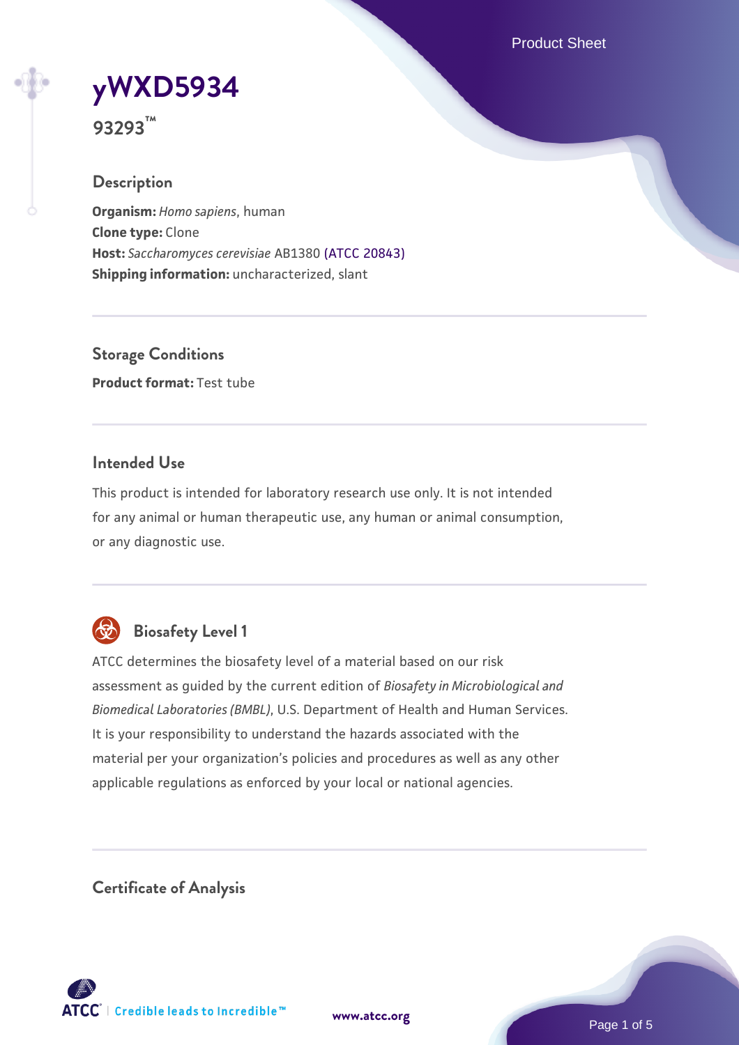# yWXD5934

**93293™**

## Description

**Organism:** *Homo sapiens*, human
**Clone type:** Clone
**Host:** *Saccharomyces cerevisiae* AB1380 (ATCC 20843)
**Shipping information:** uncharacterized, slant

## Storage Conditions

**Product format:** Test tube

## Intended Use

This product is intended for laboratory research use only. It is not intended for any animal or human therapeutic use, any human or animal consumption, or any diagnostic use.

## Biosafety Level 1

ATCC determines the biosafety level of a material based on our risk assessment as guided by the current edition of *Biosafety in Microbiological and Biomedical Laboratories (BMBL)*, U.S. Department of Health and Human Services. It is your responsibility to understand the hazards associated with the material per your organization's policies and procedures as well as any other applicable regulations as enforced by your local or national agencies.

## Certificate of Analysis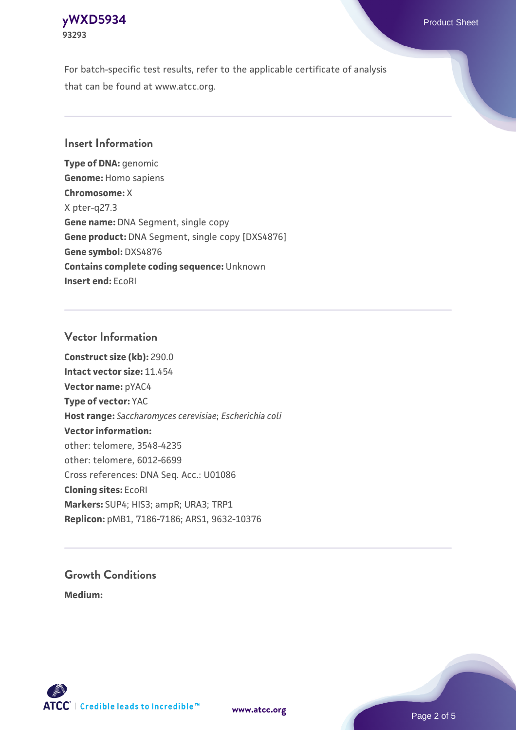For batch-specific test results, refer to the applicable certificate of analysis that can be found at www.atcc.org.

## Insert Information

**Type of DNA:** genomic
**Genome:** Homo sapiens
**Chromosome:** X
X pter-q27.3
**Gene name:** DNA Segment, single copy
**Gene product:** DNA Segment, single copy [DXS4876]
**Gene symbol:** DXS4876
**Contains complete coding sequence:** Unknown
**Insert end:** EcoRI

## Vector Information

**Construct size (kb):** 290.0
**Intact vector size:** 11.454
**Vector name:** pYAC4
**Type of vector:** YAC
**Host range:** *Saccharomyces cerevisiae*; *Escherichia coli*
**Vector information:**
other: telomere, 3548-4235
other: telomere, 6012-6699
Cross references: DNA Seq. Acc.: U01086
**Cloning sites:** EcoRI
**Markers:** SUP4; HIS3; ampR; URA3; TRP1
**Replicon:** pMB1, 7186-7186; ARS1, 9632-10376

## Growth Conditions

**Medium:**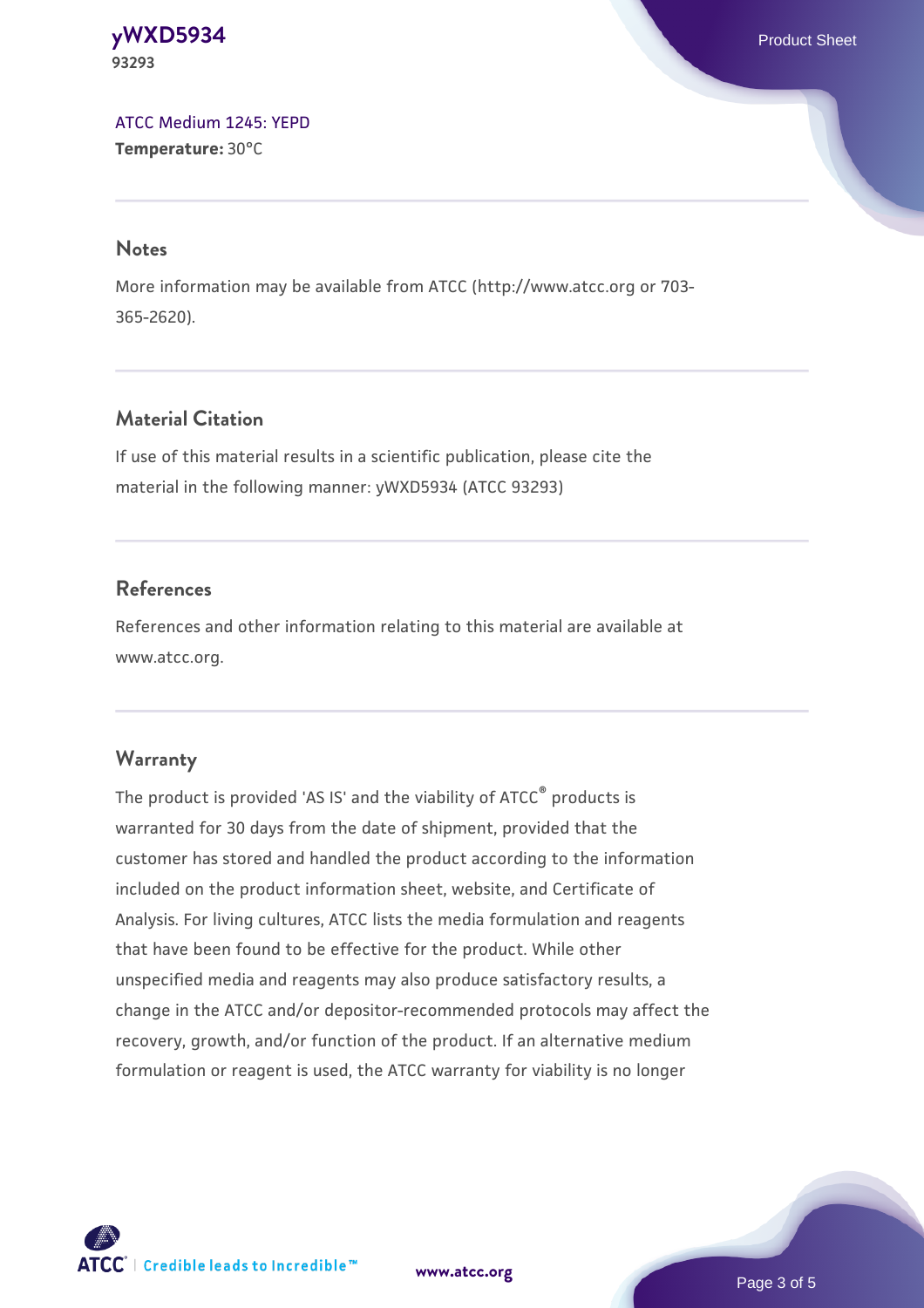ATCC Medium 1245: YEPD
**Temperature:** 30°C

## Notes

More information may be available from ATCC (http://www.atcc.org or 703-365-2620).

## Material Citation

If use of this material results in a scientific publication, please cite the material in the following manner: yWXD5934 (ATCC 93293)

## References

References and other information relating to this material are available at www.atcc.org.

## Warranty

The product is provided 'AS IS' and the viability of ATCC® products is warranted for 30 days from the date of shipment, provided that the customer has stored and handled the product according to the information included on the product information sheet, website, and Certificate of Analysis. For living cultures, ATCC lists the media formulation and reagents that have been found to be effective for the product. While other unspecified media and reagents may also produce satisfactory results, a change in the ATCC and/or depositor-recommended protocols may affect the recovery, growth, and/or function of the product. If an alternative medium formulation or reagent is used, the ATCC warranty for viability is no longer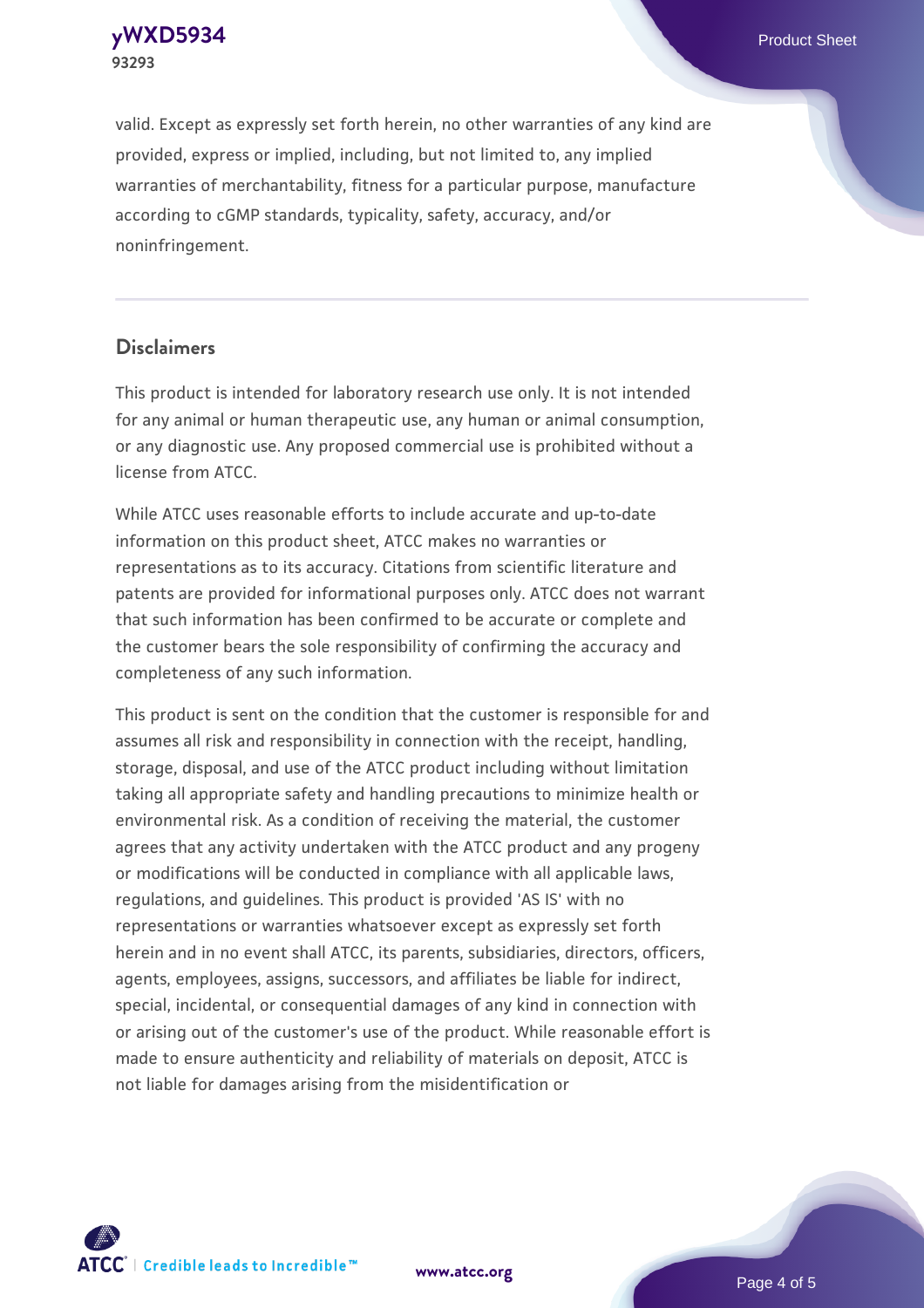valid. Except as expressly set forth herein, no other warranties of any kind are provided, express or implied, including, but not limited to, any implied warranties of merchantability, fitness for a particular purpose, manufacture according to cGMP standards, typicality, safety, accuracy, and/or noninfringement.

## Disclaimers

This product is intended for laboratory research use only. It is not intended for any animal or human therapeutic use, any human or animal consumption, or any diagnostic use. Any proposed commercial use is prohibited without a license from ATCC.

While ATCC uses reasonable efforts to include accurate and up-to-date information on this product sheet, ATCC makes no warranties or representations as to its accuracy. Citations from scientific literature and patents are provided for informational purposes only. ATCC does not warrant that such information has been confirmed to be accurate or complete and the customer bears the sole responsibility of confirming the accuracy and completeness of any such information.

This product is sent on the condition that the customer is responsible for and assumes all risk and responsibility in connection with the receipt, handling, storage, disposal, and use of the ATCC product including without limitation taking all appropriate safety and handling precautions to minimize health or environmental risk. As a condition of receiving the material, the customer agrees that any activity undertaken with the ATCC product and any progeny or modifications will be conducted in compliance with all applicable laws, regulations, and guidelines. This product is provided 'AS IS' with no representations or warranties whatsoever except as expressly set forth herein and in no event shall ATCC, its parents, subsidiaries, directors, officers, agents, employees, assigns, successors, and affiliates be liable for indirect, special, incidental, or consequential damages of any kind in connection with or arising out of the customer's use of the product. While reasonable effort is made to ensure authenticity and reliability of materials on deposit, ATCC is not liable for damages arising from the misidentification or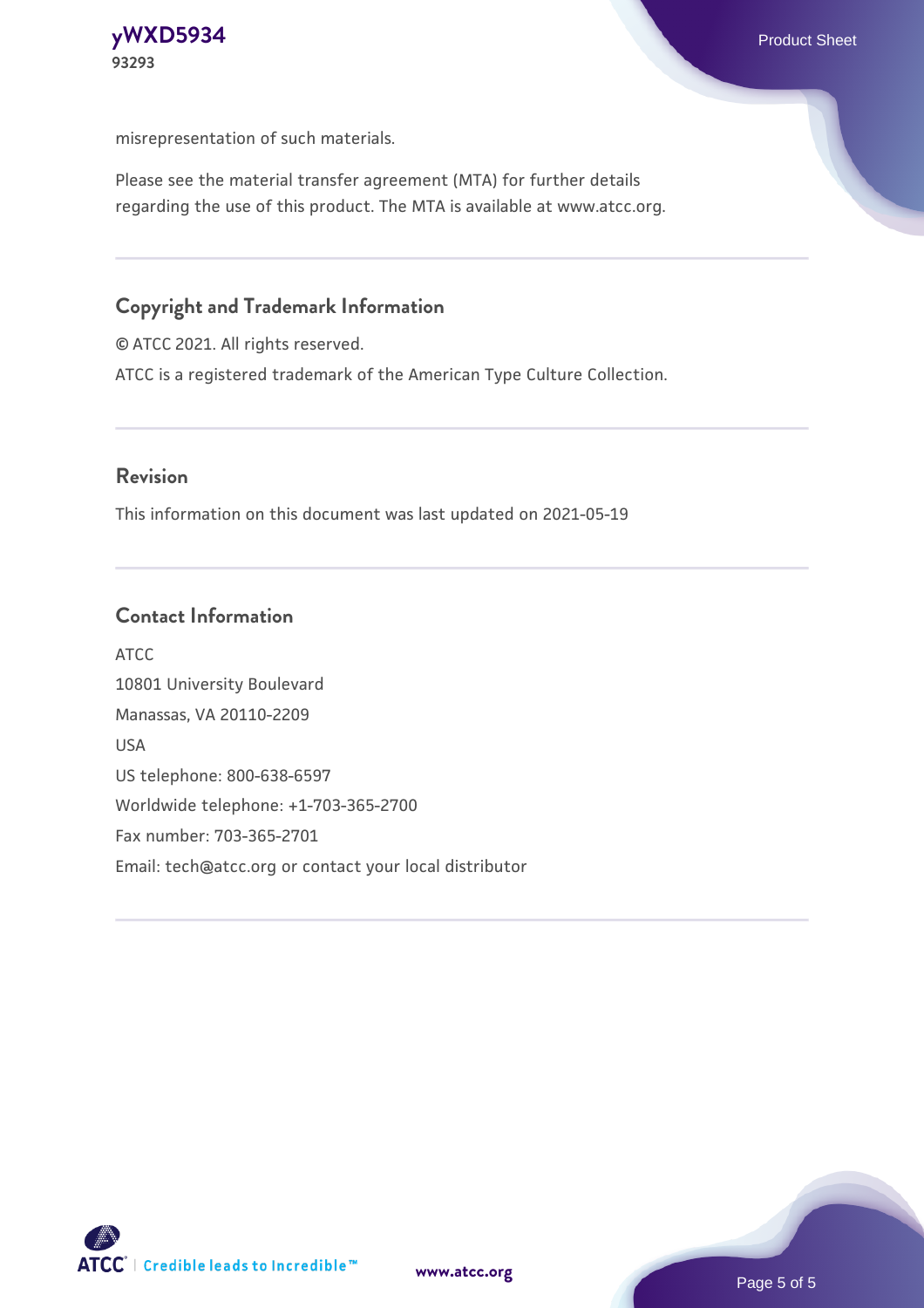misrepresentation of such materials.

Please see the material transfer agreement (MTA) for further details regarding the use of this product. The MTA is available at www.atcc.org.

## Copyright and Trademark Information

© ATCC 2021. All rights reserved.

ATCC is a registered trademark of the American Type Culture Collection.

## Revision

This information on this document was last updated on 2021-05-19

## Contact Information

ATCC
10801 University Boulevard
Manassas, VA 20110-2209
USA
US telephone: 800-638-6597
Worldwide telephone: +1-703-365-2700
Fax number: 703-365-2701
Email: tech@atcc.org or contact your local distributor